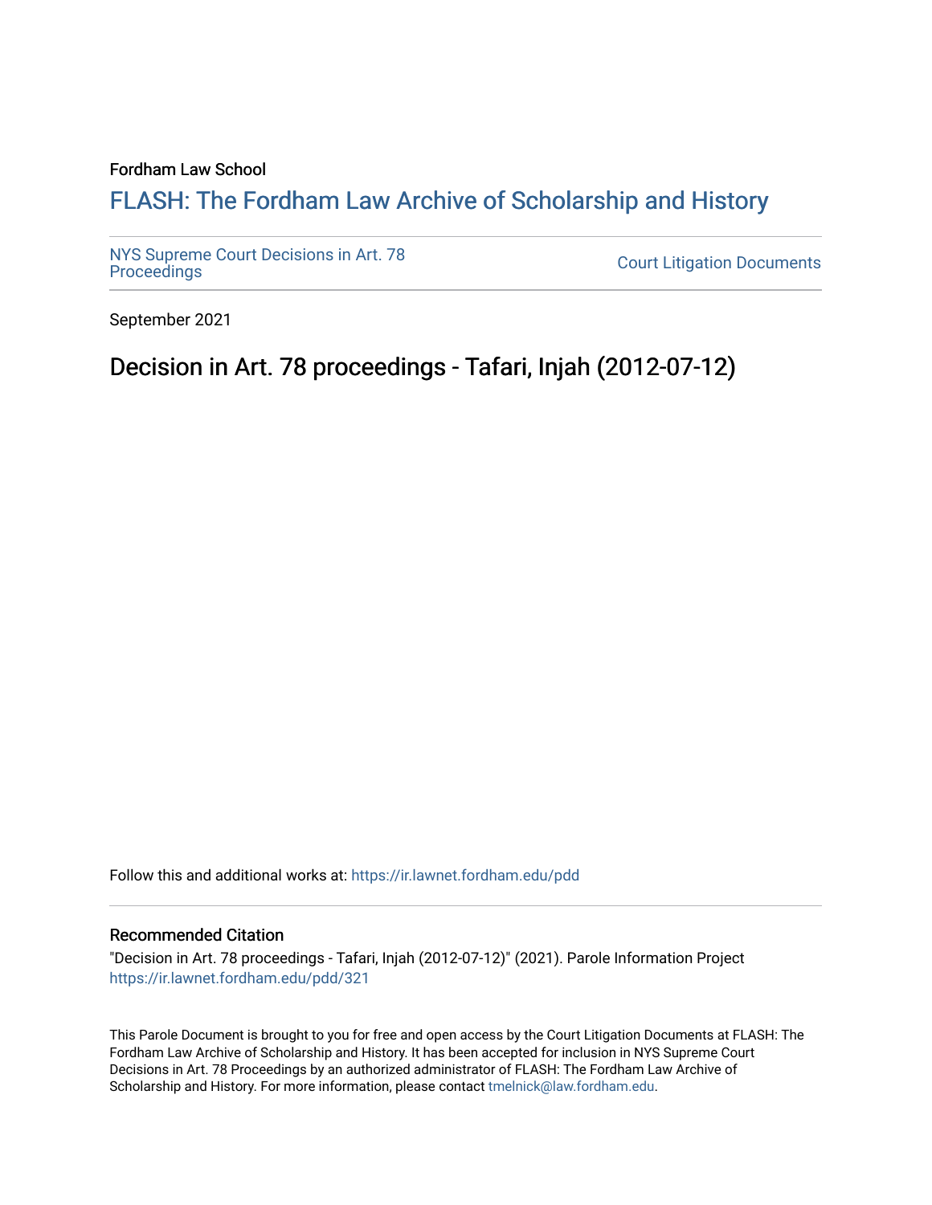Fordham Law School

# FLASH: The Fordham Law Archive of Scholarship and History

NYS Supreme Court Decisions in Art. 78 Proceedings

Court Litigation Documents

September 2021

## Decision in Art. 78 proceedings - Tafari, Injah (2012-07-12)

Follow this and additional works at: https://ir.lawnet.fordham.edu/pdd

### Recommended Citation

"Decision in Art. 78 proceedings - Tafari, Injah (2012-07-12)" (2021). Parole Information Project
https://ir.lawnet.fordham.edu/pdd/321

This Parole Document is brought to you for free and open access by the Court Litigation Documents at FLASH: The Fordham Law Archive of Scholarship and History. It has been accepted for inclusion in NYS Supreme Court Decisions in Art. 78 Proceedings by an authorized administrator of FLASH: The Fordham Law Archive of Scholarship and History. For more information, please contact tmelnick@law.fordham.edu.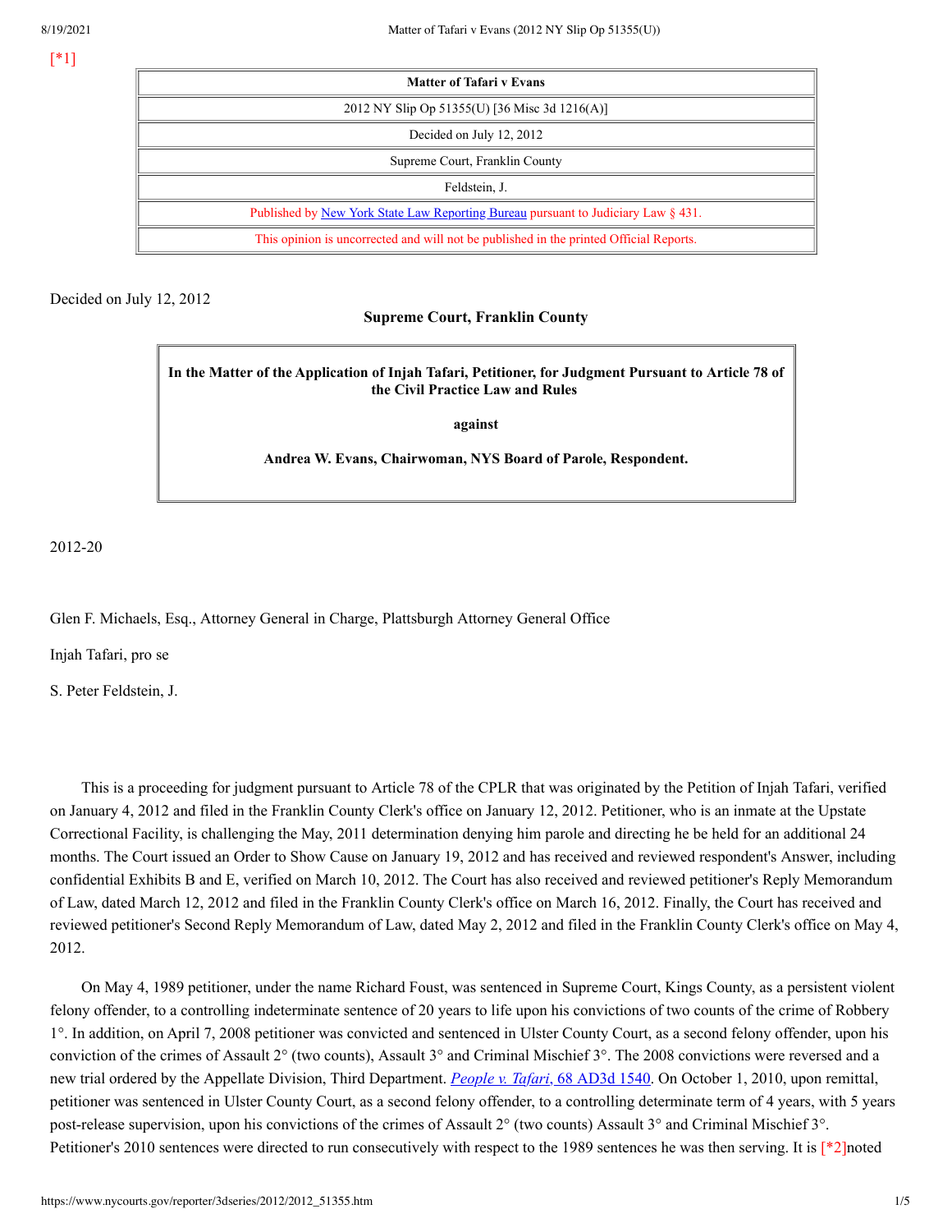[*1]

| Matter of Tafari v Evans |
|---|
| 2012 NY Slip Op 51355(U) [36 Misc 3d 1216(A)] |
| Decided on July 12, 2012 |
| Supreme Court, Franklin County |
| Feldstein, J. |
| Published by New York State Law Reporting Bureau pursuant to Judiciary Law § 431. |
| This opinion is uncorrected and will not be published in the printed Official Reports. |

Decided on July 12, 2012

**Supreme Court, Franklin County**

**In the Matter of the Application of Injah Tafari, Petitioner, for Judgment Pursuant to Article 78 of the Civil Practice Law and Rules**

**against**

**Andrea W. Evans, Chairwoman, NYS Board of Parole, Respondent.**

2012-20

Glen F. Michaels, Esq., Attorney General in Charge, Plattsburgh Attorney General Office

Injah Tafari, pro se

S. Peter Feldstein, J.

This is a proceeding for judgment pursuant to Article 78 of the CPLR that was originated by the Petition of Injah Tafari, verified on January 4, 2012 and filed in the Franklin County Clerk's office on January 12, 2012. Petitioner, who is an inmate at the Upstate Correctional Facility, is challenging the May, 2011 determination denying him parole and directing he be held for an additional 24 months. The Court issued an Order to Show Cause on January 19, 2012 and has received and reviewed respondent's Answer, including confidential Exhibits B and E, verified on March 10, 2012. The Court has also received and reviewed petitioner's Reply Memorandum of Law, dated March 12, 2012 and filed in the Franklin County Clerk's office on March 16, 2012. Finally, the Court has received and reviewed petitioner's Second Reply Memorandum of Law, dated May 2, 2012 and filed in the Franklin County Clerk's office on May 4, 2012.

On May 4, 1989 petitioner, under the name Richard Foust, was sentenced in Supreme Court, Kings County, as a persistent violent felony offender, to a controlling indeterminate sentence of 20 years to life upon his convictions of two counts of the crime of Robbery 1°. In addition, on April 7, 2008 petitioner was convicted and sentenced in Ulster County Court, as a second felony offender, upon his conviction of the crimes of Assault 2° (two counts), Assault 3° and Criminal Mischief 3°. The 2008 convictions were reversed and a new trial ordered by the Appellate Division, Third Department. *People v. Tafari*, 68 AD3d 1540. On October 1, 2010, upon remittal, petitioner was sentenced in Ulster County Court, as a second felony offender, to a controlling determinate term of 4 years, with 5 years post-release supervision, upon his convictions of the crimes of Assault 2° (two counts) Assault 3° and Criminal Mischief 3°. Petitioner's 2010 sentences were directed to run consecutively with respect to the 1989 sentences he was then serving. It is [*2]noted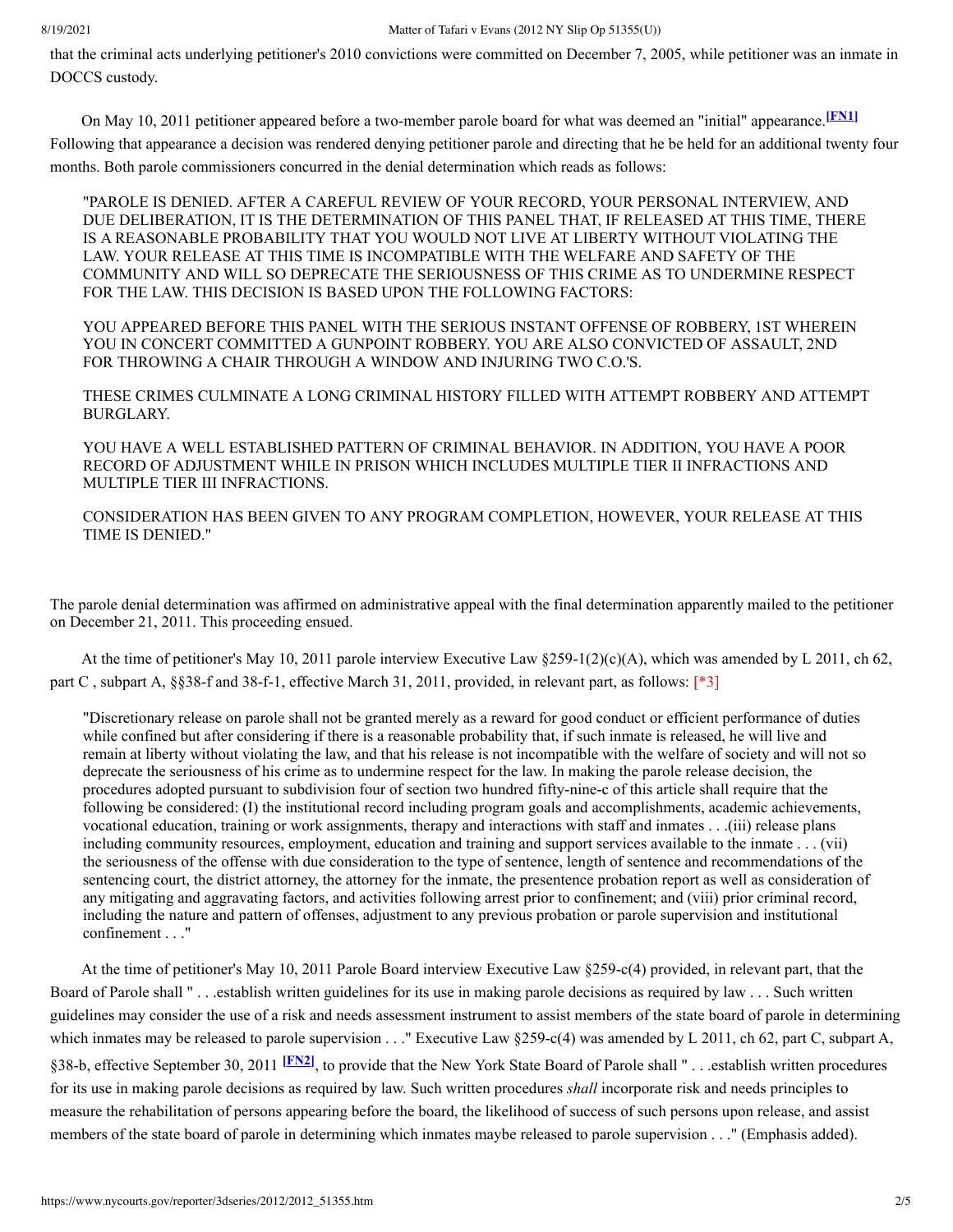that the criminal acts underlying petitioner's 2010 convictions were committed on December 7, 2005, while petitioner was an inmate in DOCCS custody.

On May 10, 2011 petitioner appeared before a two-member parole board for what was deemed an "initial" appearance.[FN1] Following that appearance a decision was rendered denying petitioner parole and directing that he be held for an additional twenty four months. Both parole commissioners concurred in the denial determination which reads as follows:

> "PAROLE IS DENIED. AFTER A CAREFUL REVIEW OF YOUR RECORD, YOUR PERSONAL INTERVIEW, AND DUE DELIBERATION, IT IS THE DETERMINATION OF THIS PANEL THAT, IF RELEASED AT THIS TIME, THERE IS A REASONABLE PROBABILITY THAT YOU WOULD NOT LIVE AT LIBERTY WITHOUT VIOLATING THE LAW. YOUR RELEASE AT THIS TIME IS INCOMPATIBLE WITH THE WELFARE AND SAFETY OF THE COMMUNITY AND WILL SO DEPRECATE THE SERIOUSNESS OF THIS CRIME AS TO UNDERMINE RESPECT FOR THE LAW. THIS DECISION IS BASED UPON THE FOLLOWING FACTORS:
>
> YOU APPEARED BEFORE THIS PANEL WITH THE SERIOUS INSTANT OFFENSE OF ROBBERY, 1ST WHEREIN YOU IN CONCERT COMMITTED A GUNPOINT ROBBERY. YOU ARE ALSO CONVICTED OF ASSAULT, 2ND FOR THROWING A CHAIR THROUGH A WINDOW AND INJURING TWO C.O.'S.
>
> THESE CRIMES CULMINATE A LONG CRIMINAL HISTORY FILLED WITH ATTEMPT ROBBERY AND ATTEMPT BURGLARY.
>
> YOU HAVE A WELL ESTABLISHED PATTERN OF CRIMINAL BEHAVIOR. IN ADDITION, YOU HAVE A POOR RECORD OF ADJUSTMENT WHILE IN PRISON WHICH INCLUDES MULTIPLE TIER II INFRACTIONS AND MULTIPLE TIER III INFRACTIONS.
>
> CONSIDERATION HAS BEEN GIVEN TO ANY PROGRAM COMPLETION, HOWEVER, YOUR RELEASE AT THIS TIME IS DENIED."

The parole denial determination was affirmed on administrative appeal with the final determination apparently mailed to the petitioner on December 21, 2011. This proceeding ensued.

At the time of petitioner's May 10, 2011 parole interview Executive Law §259-1(2)(c)(A), which was amended by L 2011, ch 62, part C , subpart A, §§38-f and 38-f-1, effective March 31, 2011, provided, in relevant part, as follows: [*3]

> "Discretionary release on parole shall not be granted merely as a reward for good conduct or efficient performance of duties while confined but after considering if there is a reasonable probability that, if such inmate is released, he will live and remain at liberty without violating the law, and that his release is not incompatible with the welfare of society and will not so deprecate the seriousness of his crime as to undermine respect for the law. In making the parole release decision, the procedures adopted pursuant to subdivision four of section two hundred fifty-nine-c of this article shall require that the following be considered: (I) the institutional record including program goals and accomplishments, academic achievements, vocational education, training or work assignments, therapy and interactions with staff and inmates . . .(iii) release plans including community resources, employment, education and training and support services available to the inmate . . . (vii) the seriousness of the offense with due consideration to the type of sentence, length of sentence and recommendations of the sentencing court, the district attorney, the attorney for the inmate, the presentence probation report as well as consideration of any mitigating and aggravating factors, and activities following arrest prior to confinement; and (viii) prior criminal record, including the nature and pattern of offenses, adjustment to any previous probation or parole supervision and institutional confinement . . ."

At the time of petitioner's May 10, 2011 Parole Board interview Executive Law §259-c(4) provided, in relevant part, that the Board of Parole shall " . . .establish written guidelines for its use in making parole decisions as required by law . . . Such written guidelines may consider the use of a risk and needs assessment instrument to assist members of the state board of parole in determining which inmates may be released to parole supervision . . ." Executive Law §259-c(4) was amended by L 2011, ch 62, part C, subpart A, §38-b, effective September 30, 2011 [FN2], to provide that the New York State Board of Parole shall " . . .establish written procedures for its use in making parole decisions as required by law. Such written procedures *shall* incorporate risk and needs principles to measure the rehabilitation of persons appearing before the board, the likelihood of success of such persons upon release, and assist members of the state board of parole in determining which inmates maybe released to parole supervision . . ." (Emphasis added).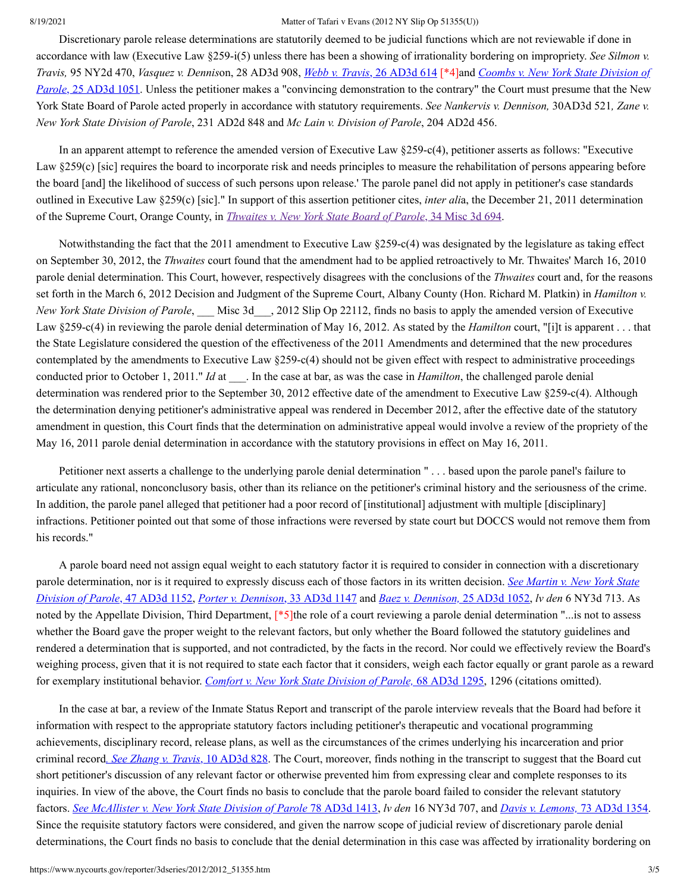Discretionary parole release determinations are statutorily deemed to be judicial functions which are not reviewable if done in accordance with law (Executive Law §259-i(5) unless there has been a showing of irrationality bordering on impropriety. *See Silmon v. Travis,* 95 NY2d 470, *Vasquez v. Dennis*on, 28 AD3d 908, [*Webb v. Travis*, 26 AD3d 614](#) [*4]and [*Coombs v. New York State Division of Parole*, 25 AD3d 1051](#). Unless the petitioner makes a "convincing demonstration to the contrary" the Court must presume that the New York State Board of Parole acted properly in accordance with statutory requirements. *See Nankervis v. Dennison,* 30AD3d 521*, Zane v. New York State Division of Parole*, 231 AD2d 848 and *Mc Lain v. Division of Parole*, 204 AD2d 456.

In an apparent attempt to reference the amended version of Executive Law §259-c(4), petitioner asserts as follows: "Executive Law §259(c) [sic] requires the board to incorporate risk and needs principles to measure the rehabilitation of persons appearing before the board [and] the likelihood of success of such persons upon release.' The parole panel did not apply in petitioner's case standards outlined in Executive Law §259(c) [sic]." In support of this assertion petitioner cites, *inter ali*a, the December 21, 2011 determination of the Supreme Court, Orange County, in [*Thwaites v. New York State Board of Parole*, 34 Misc 3d 694](#).

Notwithstanding the fact that the 2011 amendment to Executive Law §259-c(4) was designated by the legislature as taking effect on September 30, 2012, the *Thwaites* court found that the amendment had to be applied retroactively to Mr. Thwaites' March 16, 2010 parole denial determination. This Court, however, respectively disagrees with the conclusions of the *Thwaites* court and, for the reasons set forth in the March 6, 2012 Decision and Judgment of the Supreme Court, Albany County (Hon. Richard M. Platkin) in *Hamilton v. New York State Division of Parole*, ___ Misc 3d___, 2012 Slip Op 22112, finds no basis to apply the amended version of Executive Law §259-c(4) in reviewing the parole denial determination of May 16, 2012. As stated by the *Hamilton* court, "[i]t is apparent . . . that the State Legislature considered the question of the effectiveness of the 2011 Amendments and determined that the new procedures contemplated by the amendments to Executive Law §259-c(4) should not be given effect with respect to administrative proceedings conducted prior to October 1, 2011." *Id* at ___. In the case at bar, as was the case in *Hamilton*, the challenged parole denial determination was rendered prior to the September 30, 2012 effective date of the amendment to Executive Law §259-c(4). Although the determination denying petitioner's administrative appeal was rendered in December 2012, after the effective date of the statutory amendment in question, this Court finds that the determination on administrative appeal would involve a review of the propriety of the May 16, 2011 parole denial determination in accordance with the statutory provisions in effect on May 16, 2011.

Petitioner next asserts a challenge to the underlying parole denial determination " . . . based upon the parole panel's failure to articulate any rational, nonconclusory basis, other than its reliance on the petitioner's criminal history and the seriousness of the crime. In addition, the parole panel alleged that petitioner had a poor record of [institutional] adjustment with multiple [disciplinary] infractions. Petitioner pointed out that some of those infractions were reversed by state court but DOCCS would not remove them from his records."

A parole board need not assign equal weight to each statutory factor it is required to consider in connection with a discretionary parole determination, nor is it required to expressly discuss each of those factors in its written decision. [*See Martin v. New York State Division of Parole*, 47 AD3d 1152](#), [*Porter v. Dennison*, 33 AD3d 1147](#) and [*Baez v. Dennison,* 25 AD3d 1052](#), *lv den* 6 NY3d 713. As noted by the Appellate Division, Third Department, [*5]the role of a court reviewing a parole denial determination "...is not to assess whether the Board gave the proper weight to the relevant factors, but only whether the Board followed the statutory guidelines and rendered a determination that is supported, and not contradicted, by the facts in the record. Nor could we effectively review the Board's weighing process, given that it is not required to state each factor that it considers, weigh each factor equally or grant parole as a reward for exemplary institutional behavior. [*Comfort v. New York State Division of Parole,* 68 AD3d 1295](#), 1296 (citations omitted).

In the case at bar, a review of the Inmate Status Report and transcript of the parole interview reveals that the Board had before it information with respect to the appropriate statutory factors including petitioner's therapeutic and vocational programming achievements, disciplinary record, release plans, as well as the circumstances of the crimes underlying his incarceration and prior criminal record[. *See Zhang v. Travis*, 10 AD3d 828](#). The Court, moreover, finds nothing in the transcript to suggest that the Board cut short petitioner's discussion of any relevant factor or otherwise prevented him from expressing clear and complete responses to its inquiries. In view of the above, the Court finds no basis to conclude that the parole board failed to consider the relevant statutory factors. [*See McAllister v. New York State Division of Parole* 78 AD3d 1413](#), *lv den* 16 NY3d 707, and [*Davis v. Lemons,* 73 AD3d 1354](#). Since the requisite statutory factors were considered, and given the narrow scope of judicial review of discretionary parole denial determinations, the Court finds no basis to conclude that the denial determination in this case was affected by irrationality bordering on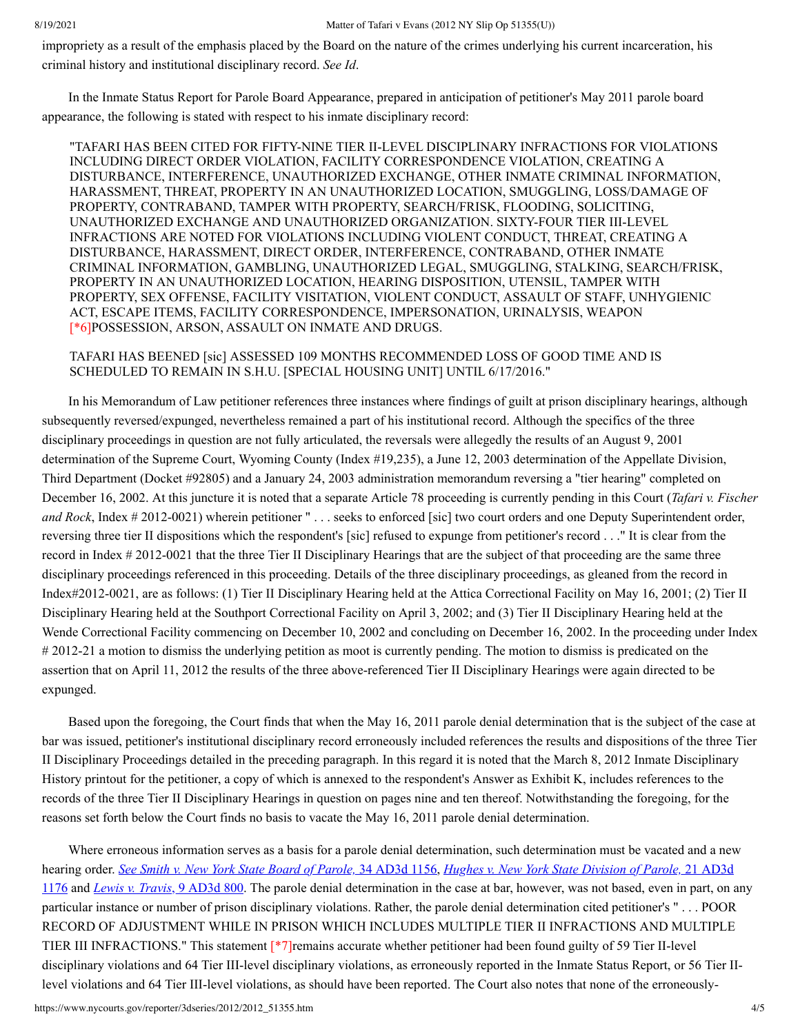impropriety as a result of the emphasis placed by the Board on the nature of the crimes underlying his current incarceration, his criminal history and institutional disciplinary record. *See Id*.

In the Inmate Status Report for Parole Board Appearance, prepared in anticipation of petitioner's May 2011 parole board appearance, the following is stated with respect to his inmate disciplinary record:

> "TAFARI HAS BEEN CITED FOR FIFTY-NINE TIER II-LEVEL DISCIPLINARY INFRACTIONS FOR VIOLATIONS INCLUDING DIRECT ORDER VIOLATION, FACILITY CORRESPONDENCE VIOLATION, CREATING A DISTURBANCE, INTERFERENCE, UNAUTHORIZED EXCHANGE, OTHER INMATE CRIMINAL INFORMATION, HARASSMENT, THREAT, PROPERTY IN AN UNAUTHORIZED LOCATION, SMUGGLING, LOSS/DAMAGE OF PROPERTY, CONTRABAND, TAMPER WITH PROPERTY, SEARCH/FRISK, FLOODING, SOLICITING, UNAUTHORIZED EXCHANGE AND UNAUTHORIZED ORGANIZATION. SIXTY-FOUR TIER III-LEVEL INFRACTIONS ARE NOTED FOR VIOLATIONS INCLUDING VIOLENT CONDUCT, THREAT, CREATING A DISTURBANCE, HARASSMENT, DIRECT ORDER, INTERFERENCE, CONTRABAND, OTHER INMATE CRIMINAL INFORMATION, GAMBLING, UNAUTHORIZED LEGAL, SMUGGLING, STALKING, SEARCH/FRISK, PROPERTY IN AN UNAUTHORIZED LOCATION, HEARING DISPOSITION, UTENSIL, TAMPER WITH PROPERTY, SEX OFFENSE, FACILITY VISITATION, VIOLENT CONDUCT, ASSAULT OF STAFF, UNHYGIENIC ACT, ESCAPE ITEMS, FACILITY CORRESPONDENCE, IMPERSONATION, URINALYSIS, WEAPON [*6]POSSESSION, ARSON, ASSAULT ON INMATE AND DRUGS.
>
> TAFARI HAS BEENED [sic] ASSESSED 109 MONTHS RECOMMENDED LOSS OF GOOD TIME AND IS SCHEDULED TO REMAIN IN S.H.U. [SPECIAL HOUSING UNIT] UNTIL 6/17/2016."

In his Memorandum of Law petitioner references three instances where findings of guilt at prison disciplinary hearings, although subsequently reversed/expunged, nevertheless remained a part of his institutional record. Although the specifics of the three disciplinary proceedings in question are not fully articulated, the reversals were allegedly the results of an August 9, 2001 determination of the Supreme Court, Wyoming County (Index #19,235), a June 12, 2003 determination of the Appellate Division, Third Department (Docket #92805) and a January 24, 2003 administration memorandum reversing a "tier hearing" completed on December 16, 2002. At this juncture it is noted that a separate Article 78 proceeding is currently pending in this Court (*Tafari v. Fischer and Rock*, Index # 2012-0021) wherein petitioner " . . . seeks to enforced [sic] two court orders and one Deputy Superintendent order, reversing three tier II dispositions which the respondent's [sic] refused to expunge from petitioner's record . . ." It is clear from the record in Index # 2012-0021 that the three Tier II Disciplinary Hearings that are the subject of that proceeding are the same three disciplinary proceedings referenced in this proceeding. Details of the three disciplinary proceedings, as gleaned from the record in Index#2012-0021, are as follows: (1) Tier II Disciplinary Hearing held at the Attica Correctional Facility on May 16, 2001; (2) Tier II Disciplinary Hearing held at the Southport Correctional Facility on April 3, 2002; and (3) Tier II Disciplinary Hearing held at the Wende Correctional Facility commencing on December 10, 2002 and concluding on December 16, 2002. In the proceeding under Index # 2012-21 a motion to dismiss the underlying petition as moot is currently pending. The motion to dismiss is predicated on the assertion that on April 11, 2012 the results of the three above-referenced Tier II Disciplinary Hearings were again directed to be expunged.

Based upon the foregoing, the Court finds that when the May 16, 2011 parole denial determination that is the subject of the case at bar was issued, petitioner's institutional disciplinary record erroneously included references the results and dispositions of the three Tier II Disciplinary Proceedings detailed in the preceding paragraph. In this regard it is noted that the March 8, 2012 Inmate Disciplinary History printout for the petitioner, a copy of which is annexed to the respondent's Answer as Exhibit K, includes references to the records of the three Tier II Disciplinary Hearings in question on pages nine and ten thereof. Notwithstanding the foregoing, for the reasons set forth below the Court finds no basis to vacate the May 16, 2011 parole denial determination.

Where erroneous information serves as a basis for a parole denial determination, such determination must be vacated and a new hearing order. *See Smith v. New York State Board of Parole,* 34 AD3d 1156, *Hughes v. New York State Division of Parole,* 21 AD3d 1176 and *Lewis v. Travis*, 9 AD3d 800. The parole denial determination in the case at bar, however, was not based, even in part, on any particular instance or number of prison disciplinary violations. Rather, the parole denial determination cited petitioner's " . . . POOR RECORD OF ADJUSTMENT WHILE IN PRISON WHICH INCLUDES MULTIPLE TIER II INFRACTIONS AND MULTIPLE TIER III INFRACTIONS." This statement [*7]remains accurate whether petitioner had been found guilty of 59 Tier II-level disciplinary violations and 64 Tier III-level disciplinary violations, as erroneously reported in the Inmate Status Report, or 56 Tier II-level violations and 64 Tier III-level violations, as should have been reported. The Court also notes that none of the erroneously-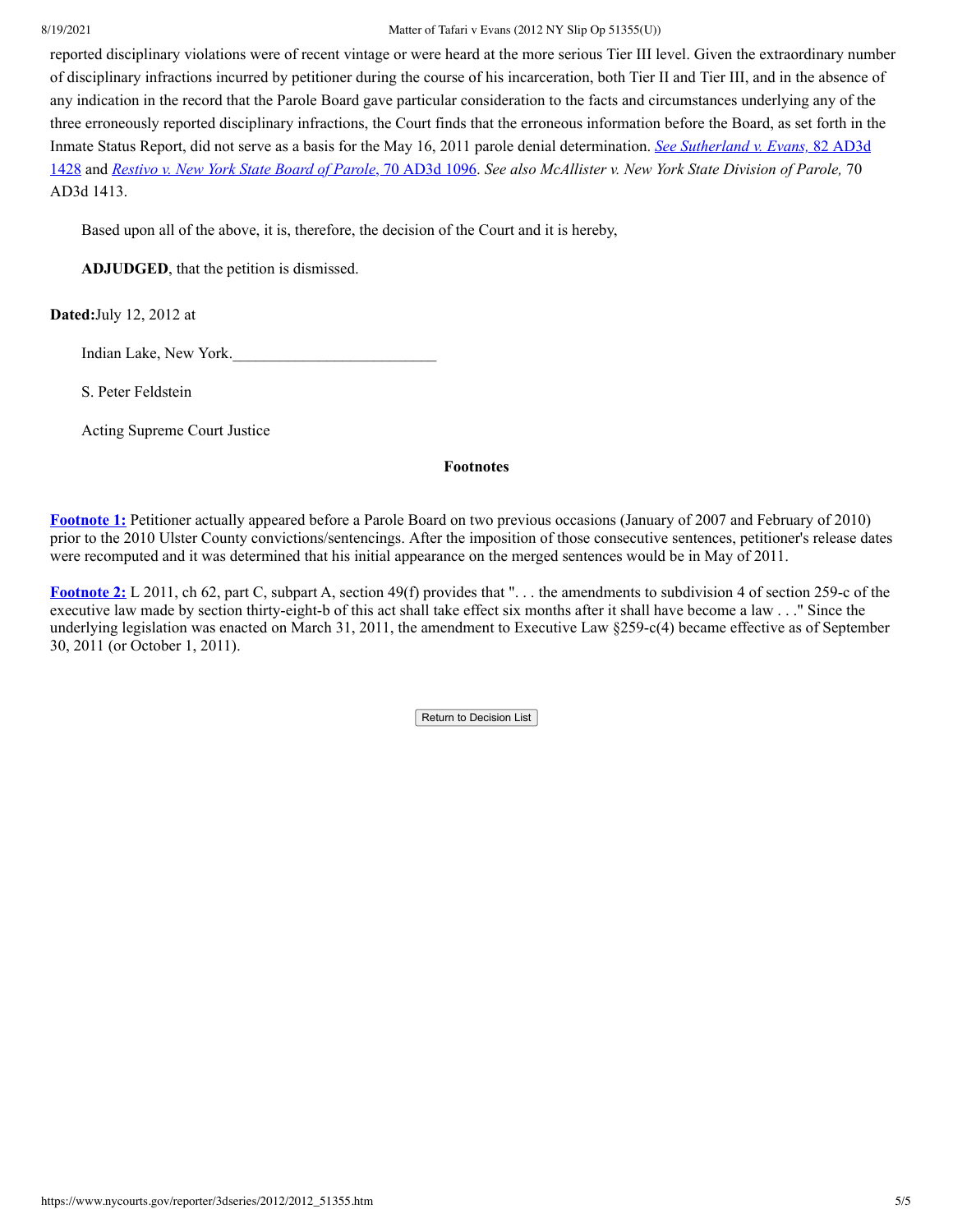reported disciplinary violations were of recent vintage or were heard at the more serious Tier III level. Given the extraordinary number of disciplinary infractions incurred by petitioner during the course of his incarceration, both Tier II and Tier III, and in the absence of any indication in the record that the Parole Board gave particular consideration to the facts and circumstances underlying any of the three erroneously reported disciplinary infractions, the Court finds that the erroneous information before the Board, as set forth in the Inmate Status Report, did not serve as a basis for the May 16, 2011 parole denial determination. *See Sutherland v. Evans,* 82 AD3d 1428 and *Restivo v. New York State Board of Parole,* 70 AD3d 1096. *See also McAllister v. New York State Division of Parole,* 70 AD3d 1413.

Based upon all of the above, it is, therefore, the decision of the Court and it is hereby,

**ADJUDGED**, that the petition is dismissed.

**Dated:** July 12, 2012 at

Indian Lake, New York.__________________________

S. Peter Feldstein

Acting Supreme Court Justice

**Footnotes**

**Footnote 1:** Petitioner actually appeared before a Parole Board on two previous occasions (January of 2007 and February of 2010) prior to the 2010 Ulster County convictions/sentencings. After the imposition of those consecutive sentences, petitioner's release dates were recomputed and it was determined that his initial appearance on the merged sentences would be in May of 2011.

**Footnote 2:** L 2011, ch 62, part C, subpart A, section 49(f) provides that ". . . the amendments to subdivision 4 of section 259-c of the executive law made by section thirty-eight-b of this act shall take effect six months after it shall have become a law . . ." Since the underlying legislation was enacted on March 31, 2011, the amendment to Executive Law §259-c(4) became effective as of September 30, 2011 (or October 1, 2011).